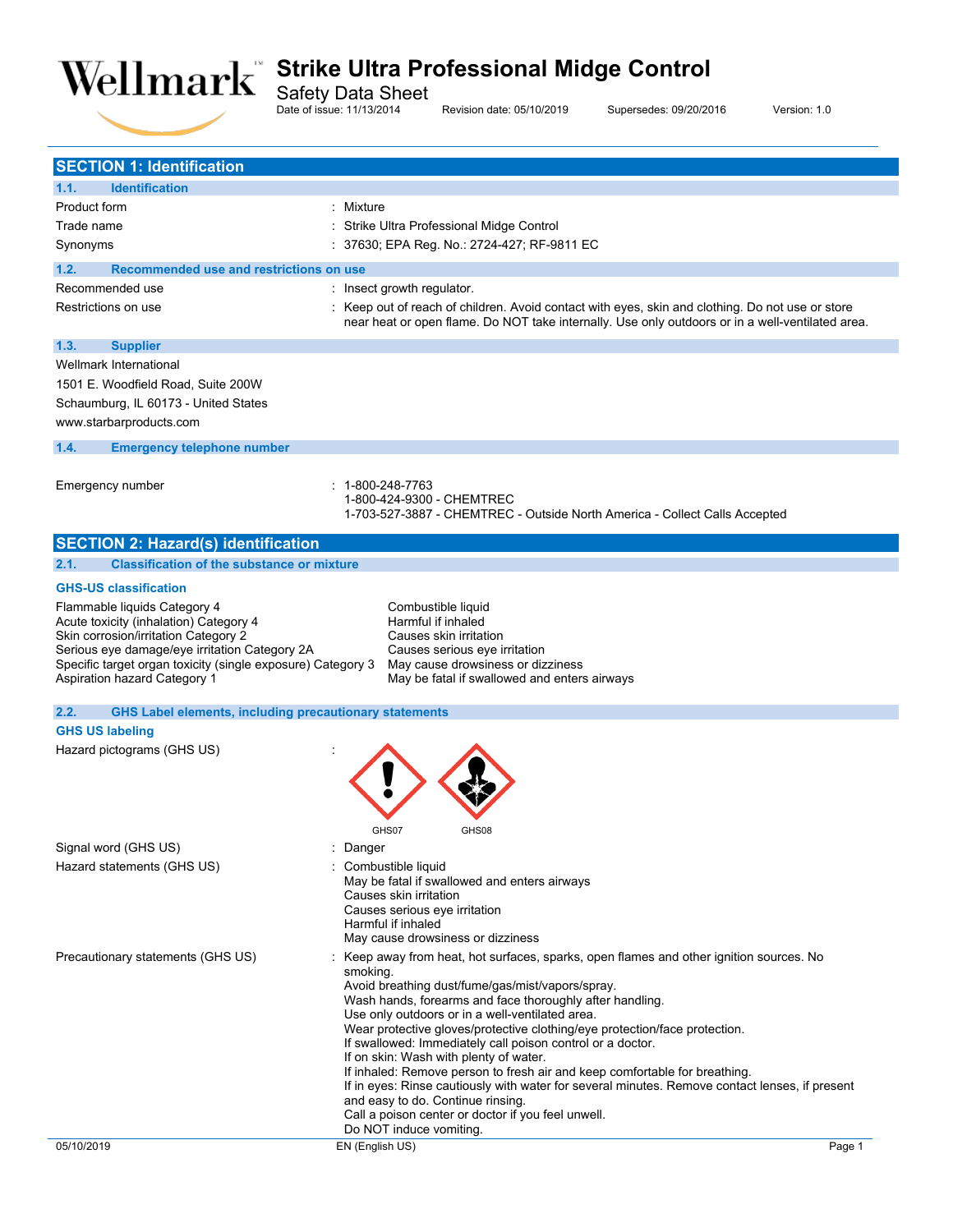# Strike Ultra Professional Midge Control

Safety Data Sheet

Date of issue: 11/13/2014 Revision date: 05/10/2019 Supersedes: 09/20/2016 Version: 1.0

## SECTION 1: Identification

### 1.1. Identification

| | |
|---|---|
| Product form | : Mixture |
| Trade name | : Strike Ultra Professional Midge Control |
| Synonyms | : 37630; EPA Reg. No.: 2724-427; RF-9811 EC |

### 1.2. Recommended use and restrictions on use

| | |
|---|---|
| Recommended use | : Insect growth regulator. |
| Restrictions on use | : Keep out of reach of children. Avoid contact with eyes, skin and clothing. Do not use or store near heat or open flame. Do NOT take internally. Use only outdoors or in a well-ventilated area. |

### 1.3. Supplier

Wellmark International
1501 E. Woodfield Road, Suite 200W
Schaumburg, IL 60173 - United States
www.starbarproducts.com

### 1.4. Emergency telephone number

Emergency number : 1-800-248-7763
1-800-424-9300 - CHEMTREC
1-703-527-3887 - CHEMTREC - Outside North America - Collect Calls Accepted

## SECTION 2: Hazard(s) identification

### 2.1. Classification of the substance or mixture

**GHS-US classification**

| | |
|---|---|
| Flammable liquids Category 4 | Combustible liquid |
| Acute toxicity (inhalation) Category 4 | Harmful if inhaled |
| Skin corrosion/irritation Category 2 | Causes skin irritation |
| Serious eye damage/eye irritation Category 2A | Causes serious eye irritation |
| Specific target organ toxicity (single exposure) Category 3 | May cause drowsiness or dizziness |
| Aspiration hazard Category 1 | May be fatal if swallowed and enters airways |

### 2.2. GHS Label elements, including precautionary statements

**GHS US labeling**

Hazard pictograms (GHS US) :

GHS07 GHS08

Signal word (GHS US) : Danger

Hazard statements (GHS US) : Combustible liquid
May be fatal if swallowed and enters airways
Causes skin irritation
Causes serious eye irritation
Harmful if inhaled
May cause drowsiness or dizziness

Precautionary statements (GHS US) : Keep away from heat, hot surfaces, sparks, open flames and other ignition sources. No smoking.
Avoid breathing dust/fume/gas/mist/vapors/spray.
Wash hands, forearms and face thoroughly after handling.
Use only outdoors or in a well-ventilated area.
Wear protective gloves/protective clothing/eye protection/face protection.
If swallowed: Immediately call poison control or a doctor.
If on skin: Wash with plenty of water.
If inhaled: Remove person to fresh air and keep comfortable for breathing.
If in eyes: Rinse cautiously with water for several minutes. Remove contact lenses, if present and easy to do. Continue rinsing.
Call a poison center or doctor if you feel unwell.
Do NOT induce vomiting.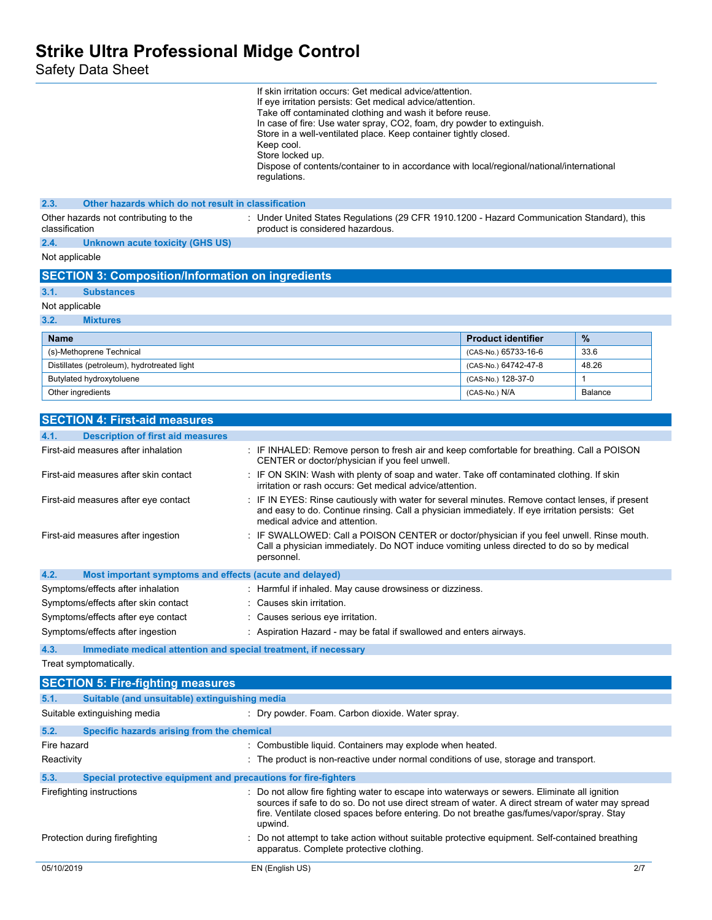If skin irritation occurs: Get medical advice/attention.
If eye irritation persists: Get medical advice/attention.
Take off contaminated clothing and wash it before reuse.
In case of fire: Use water spray, CO2, foam, dry powder to extinguish.
Store in a well-ventilated place. Keep container tightly closed.
Keep cool.
Store locked up.
Dispose of contents/container to in accordance with local/regional/national/international regulations.

### 2.3. Other hazards which do not result in classification

Other hazards not contributing to the classification : Under United States Regulations (29 CFR 1910.1200 - Hazard Communication Standard), this product is considered hazardous.

### 2.4. Unknown acute toxicity (GHS US)

Not applicable

## SECTION 3: Composition/Information on ingredients

### 3.1. Substances

Not applicable

### 3.2. Mixtures

| Name | Product identifier | % |
|---|---|---|
| (s)-Methoprene Technical | (CAS-No.) 65733-16-6 | 33.6 |
| Distillates (petroleum), hydrotreated light | (CAS-No.) 64742-47-8 | 48.26 |
| Butylated hydroxytoluene | (CAS-No.) 128-37-0 | 1 |
| Other ingredients | (CAS-No.) N/A | Balance |

## SECTION 4: First-aid measures

### 4.1. Description of first aid measures

First-aid measures after inhalation : IF INHALED: Remove person to fresh air and keep comfortable for breathing. Call a POISON CENTER or doctor/physician if you feel unwell.

First-aid measures after skin contact : IF ON SKIN: Wash with plenty of soap and water. Take off contaminated clothing. If skin irritation or rash occurs: Get medical advice/attention.

First-aid measures after eye contact : IF IN EYES: Rinse cautiously with water for several minutes. Remove contact lenses, if present and easy to do. Continue rinsing. Call a physician immediately. If eye irritation persists: Get medical advice and attention.

First-aid measures after ingestion : IF SWALLOWED: Call a POISON CENTER or doctor/physician if you feel unwell. Rinse mouth. Call a physician immediately. Do NOT induce vomiting unless directed to do so by medical personnel.

### 4.2. Most important symptoms and effects (acute and delayed)

Symptoms/effects after inhalation : Harmful if inhaled. May cause drowsiness or dizziness.

Symptoms/effects after skin contact : Causes skin irritation.

Symptoms/effects after eye contact : Causes serious eye irritation.

Symptoms/effects after ingestion : Aspiration Hazard - may be fatal if swallowed and enters airways.

### 4.3. Immediate medical attention and special treatment, if necessary

Treat symptomatically.

## SECTION 5: Fire-fighting measures

### 5.1. Suitable (and unsuitable) extinguishing media

Suitable extinguishing media : Dry powder. Foam. Carbon dioxide. Water spray.

### 5.2. Specific hazards arising from the chemical

Fire hazard : Combustible liquid. Containers may explode when heated.

Reactivity : The product is non-reactive under normal conditions of use, storage and transport.

### 5.3. Special protective equipment and precautions for fire-fighters

Firefighting instructions : Do not allow fire fighting water to escape into waterways or sewers. Eliminate all ignition sources if safe to do so. Do not use direct stream of water. A direct stream of water may spread fire. Ventilate closed spaces before entering. Do not breathe gas/fumes/vapor/spray. Stay upwind.

Protection during firefighting : Do not attempt to take action without suitable protective equipment. Self-contained breathing apparatus. Complete protective clothing.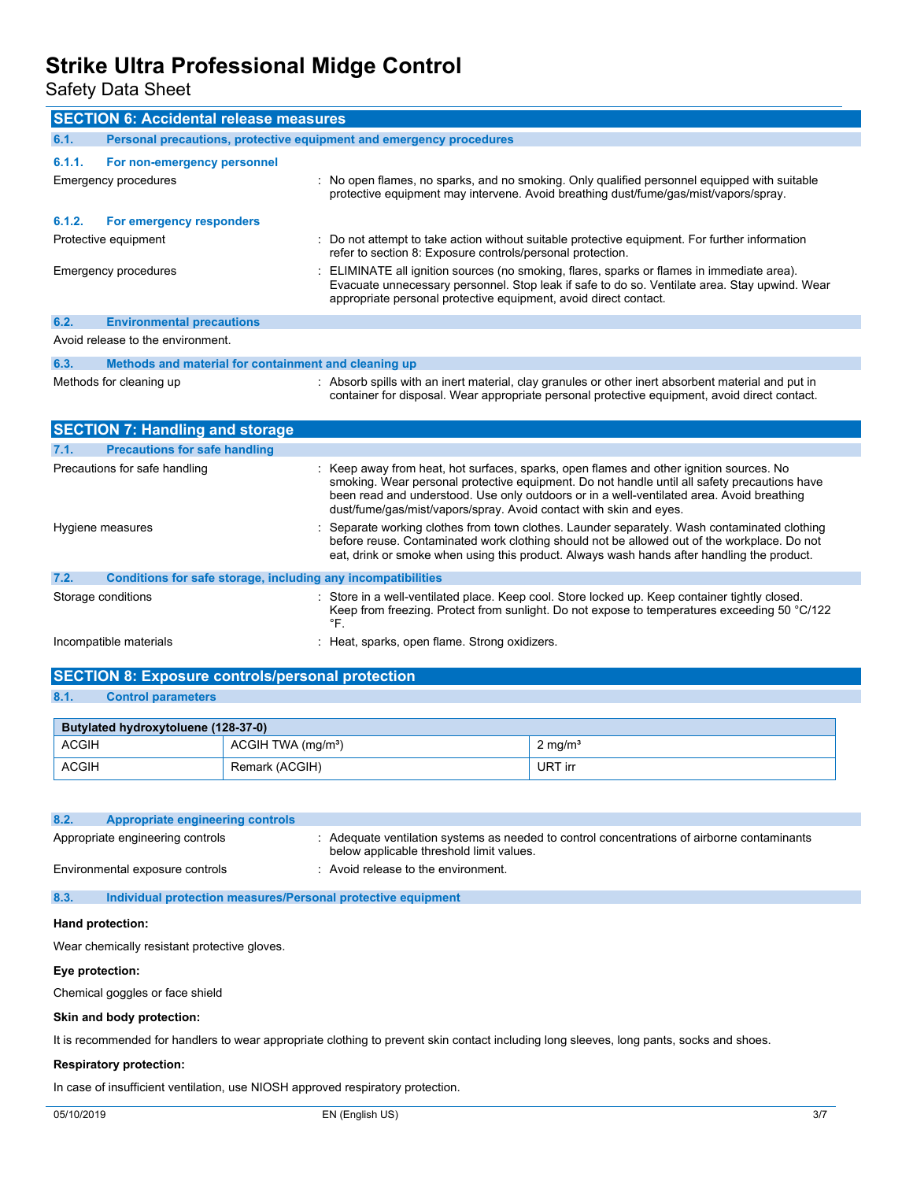## SECTION 6: Accidental release measures

### 6.1. Personal precautions, protective equipment and emergency procedures

#### 6.1.1. For non-emergency personnel

Emergency procedures : No open flames, no sparks, and no smoking. Only qualified personnel equipped with suitable protective equipment may intervene. Avoid breathing dust/fume/gas/mist/vapors/spray.

#### 6.1.2. For emergency responders

Protective equipment : Do not attempt to take action without suitable protective equipment. For further information refer to section 8: Exposure controls/personal protection.

Emergency procedures : ELIMINATE all ignition sources (no smoking, flares, sparks or flames in immediate area). Evacuate unnecessary personnel. Stop leak if safe to do so. Ventilate area. Stay upwind. Wear appropriate personal protective equipment, avoid direct contact.

### 6.2. Environmental precautions

Avoid release to the environment.

### 6.3. Methods and material for containment and cleaning up

Methods for cleaning up : Absorb spills with an inert material, clay granules or other inert absorbent material and put in container for disposal. Wear appropriate personal protective equipment, avoid direct contact.

## SECTION 7: Handling and storage

### 7.1. Precautions for safe handling

Precautions for safe handling : Keep away from heat, hot surfaces, sparks, open flames and other ignition sources. No smoking. Wear personal protective equipment. Do not handle until all safety precautions have been read and understood. Use only outdoors or in a well-ventilated area. Avoid breathing dust/fume/gas/mist/vapors/spray. Avoid contact with skin and eyes.

Hygiene measures : Separate working clothes from town clothes. Launder separately. Wash contaminated clothing before reuse. Contaminated work clothing should not be allowed out of the workplace. Do not eat, drink or smoke when using this product. Always wash hands after handling the product.

### 7.2. Conditions for safe storage, including any incompatibilities

Storage conditions : Store in a well-ventilated place. Keep cool. Store locked up. Keep container tightly closed. Keep from freezing. Protect from sunlight. Do not expose to temperatures exceeding 50 °C/122 °F.

Incompatible materials : Heat, sparks, open flame. Strong oxidizers.

## SECTION 8: Exposure controls/personal protection

### 8.1. Control parameters

| Butylated hydroxytoluene (128-37-0) | | |
|---|---|---|
| ACGIH | ACGIH TWA (mg/m³) | 2 mg/m³ |
| ACGIH | Remark (ACGIH) | URT irr |

### 8.2. Appropriate engineering controls

Appropriate engineering controls : Adequate ventilation systems as needed to control concentrations of airborne contaminants below applicable threshold limit values.

Environmental exposure controls : Avoid release to the environment.

### 8.3. Individual protection measures/Personal protective equipment

**Hand protection:**

Wear chemically resistant protective gloves.

**Eye protection:**

Chemical goggles or face shield

**Skin and body protection:**

It is recommended for handlers to wear appropriate clothing to prevent skin contact including long sleeves, long pants, socks and shoes.

**Respiratory protection:**

In case of insufficient ventilation, use NIOSH approved respiratory protection.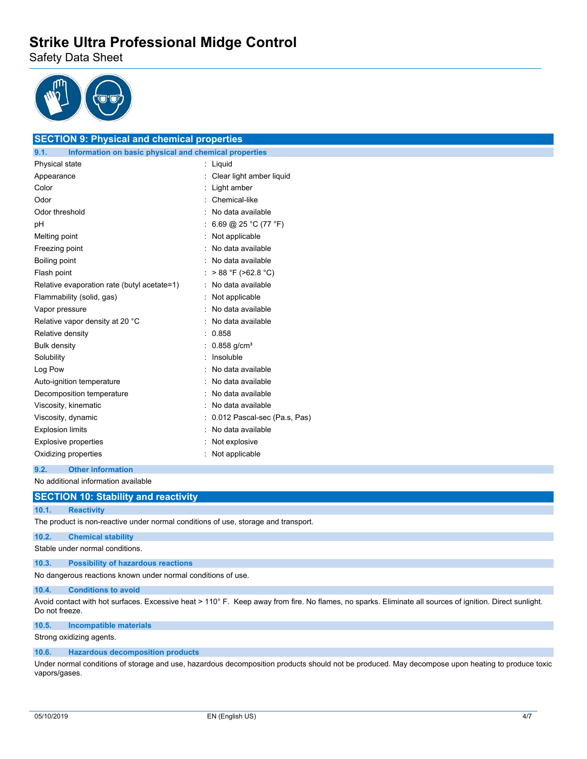## SECTION 9: Physical and chemical properties

### 9.1. Information on basic physical and chemical properties

| Property | Value |
|---|---|
| Physical state | Liquid |
| Appearance | Clear light amber liquid |
| Color | Light amber |
| Odor | Chemical-like |
| Odor threshold | No data available |
| pH | 6.69 @ 25 °C (77 °F) |
| Melting point | Not applicable |
| Freezing point | No data available |
| Boiling point | No data available |
| Flash point | > 88 °F (>62.8 °C) |
| Relative evaporation rate (butyl acetate=1) | No data available |
| Flammability (solid, gas) | Not applicable |
| Vapor pressure | No data available |
| Relative vapor density at 20 °C | No data available |
| Relative density | 0.858 |
| Bulk density | 0.858 g/cm³ |
| Solubility | Insoluble |
| Log Pow | No data available |
| Auto-ignition temperature | No data available |
| Decomposition temperature | No data available |
| Viscosity, kinematic | No data available |
| Viscosity, dynamic | 0.012 Pascal-sec (Pa.s, Pas) |
| Explosion limits | No data available |
| Explosive properties | Not explosive |
| Oxidizing properties | Not applicable |

### 9.2. Other information

No additional information available

## SECTION 10: Stability and reactivity

### 10.1. Reactivity

The product is non-reactive under normal conditions of use, storage and transport.

### 10.2. Chemical stability

Stable under normal conditions.

### 10.3. Possibility of hazardous reactions

No dangerous reactions known under normal conditions of use.

### 10.4. Conditions to avoid

Avoid contact with hot surfaces. Excessive heat > 110° F. Keep away from fire. No flames, no sparks. Eliminate all sources of ignition. Direct sunlight. Do not freeze.

### 10.5. Incompatible materials

Strong oxidizing agents.

### 10.6. Hazardous decomposition products

Under normal conditions of storage and use, hazardous decomposition products should not be produced. May decompose upon heating to produce toxic vapors/gases.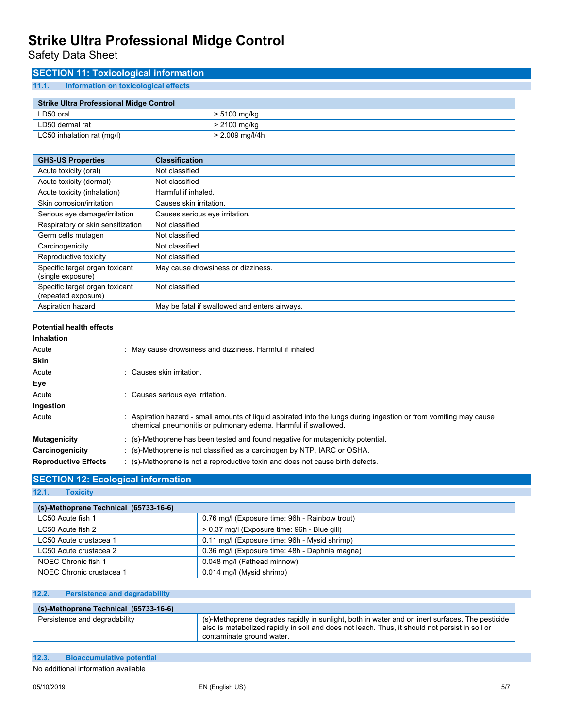## SECTION 11: Toxicological information

### 11.1. Information on toxicological effects

| Strike Ultra Professional Midge Control | |
|---|---|
| LD50 oral | > 5100 mg/kg |
| LD50 dermal rat | > 2100 mg/kg |
| LC50 inhalation rat (mg/l) | > 2.009 mg/l/4h |

| GHS-US Properties | Classification |
|---|---|
| Acute toxicity (oral) | Not classified |
| Acute toxicity (dermal) | Not classified |
| Acute toxicity (inhalation) | Harmful if inhaled. |
| Skin corrosion/irritation | Causes skin irritation. |
| Serious eye damage/irritation | Causes serious eye irritation. |
| Respiratory or skin sensitization | Not classified |
| Germ cells mutagen | Not classified |
| Carcinogenicity | Not classified |
| Reproductive toxicity | Not classified |
| Specific target organ toxicant (single exposure) | May cause drowsiness or dizziness. |
| Specific target organ toxicant (repeated exposure) | Not classified |
| Aspiration hazard | May be fatal if swallowed and enters airways. |

**Potential health effects**

**Inhalation**

Acute : May cause drowsiness and dizziness. Harmful if inhaled.

**Skin**

Acute : Causes skin irritation.

**Eye**

Acute : Causes serious eye irritation.

**Ingestion**

Acute : Aspiration hazard - small amounts of liquid aspirated into the lungs during ingestion or from vomiting may cause chemical pneumonitis or pulmonary edema. Harmful if swallowed.

**Mutagenicity** : (s)-Methoprene has been tested and found negative for mutagenicity potential.

**Carcinogenicity** : (s)-Methoprene is not classified as a carcinogen by NTP, IARC or OSHA.

**Reproductive Effects** : (s)-Methoprene is not a reproductive toxin and does not cause birth defects.

## SECTION 12: Ecological information

### 12.1. Toxicity

| (s)-Methoprene Technical (65733-16-6) | |
|---|---|
| LC50 Acute fish 1 | 0.76 mg/l (Exposure time: 96h - Rainbow trout) |
| LC50 Acute fish 2 | > 0.37 mg/l (Exposure time: 96h - Blue gill) |
| LC50 Acute crustacea 1 | 0.11 mg/l (Exposure time: 96h - Mysid shrimp) |
| LC50 Acute crustacea 2 | 0.36 mg/l (Exposure time: 48h - Daphnia magna) |
| NOEC Chronic fish 1 | 0.048 mg/l (Fathead minnow) |
| NOEC Chronic crustacea 1 | 0.014 mg/l (Mysid shrimp) |

### 12.2. Persistence and degradability

| (s)-Methoprene Technical (65733-16-6) | |
|---|---|
| Persistence and degradability | (s)-Methoprene degrades rapidly in sunlight, both in water and on inert surfaces. The pesticide also is metabolized rapidly in soil and does not leach. Thus, it should not persist in soil or contaminate ground water. |

### 12.3. Bioaccumulative potential

No additional information available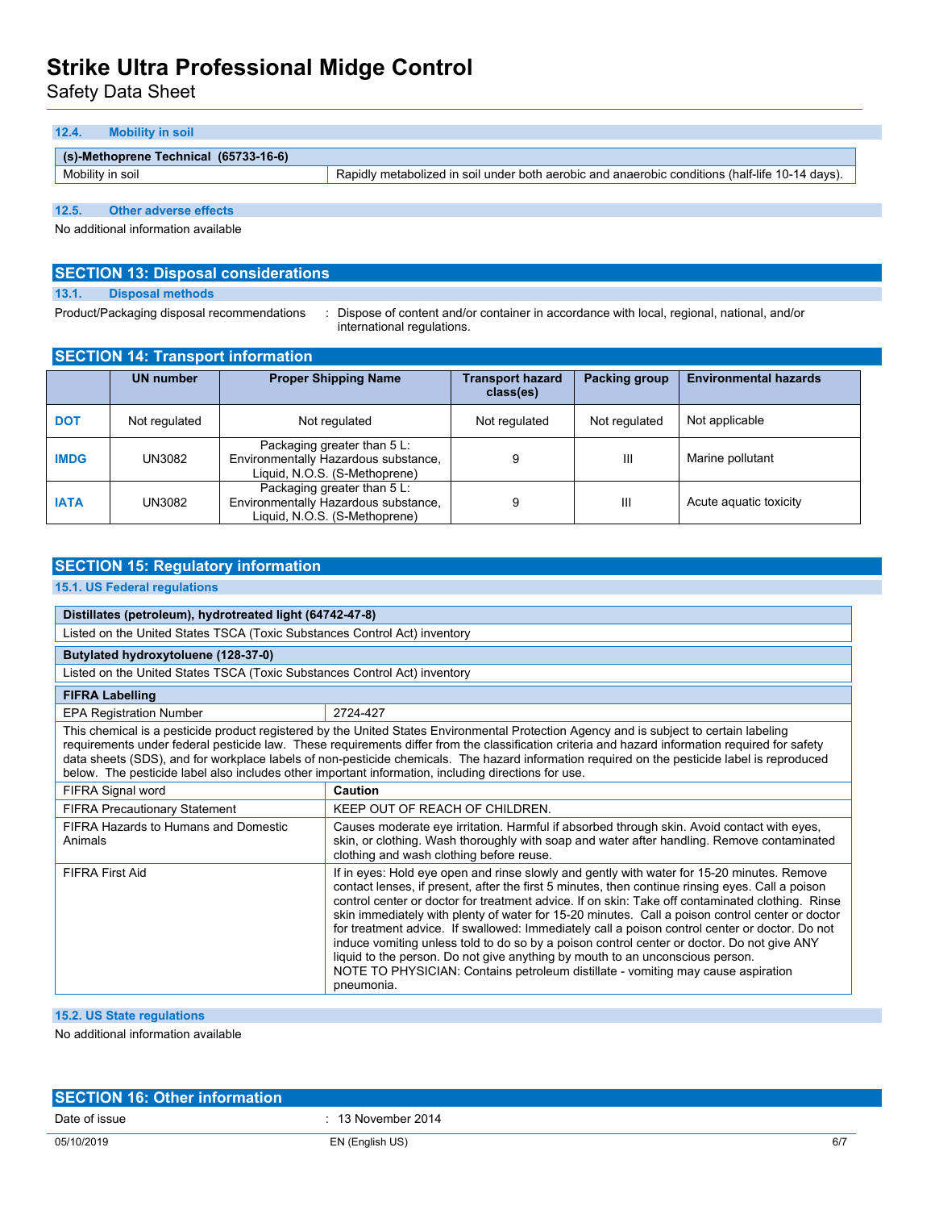### 12.4. Mobility in soil

| (s)-Methoprene Technical (65733-16-6) | |
|---|---|
| Mobility in soil | Rapidly metabolized in soil under both aerobic and anaerobic conditions (half-life 10-14 days). |

### 12.5. Other adverse effects

No additional information available

## SECTION 13: Disposal considerations

### 13.1. Disposal methods

Product/Packaging disposal recommendations : Dispose of content and/or container in accordance with local, regional, national, and/or international regulations.

## SECTION 14: Transport information

| | UN number | Proper Shipping Name | Transport hazard class(es) | Packing group | Environmental hazards |
|---|---|---|---|---|---|
| **DOT** | Not regulated | Not regulated | Not regulated | Not regulated | Not applicable |
| **IMDG** | UN3082 | Packaging greater than 5 L: Environmentally Hazardous substance, Liquid, N.O.S. (S-Methoprene) | 9 | III | Marine pollutant |
| **IATA** | UN3082 | Packaging greater than 5 L: Environmentally Hazardous substance, Liquid, N.O.S. (S-Methoprene) | 9 | III | Acute aquatic toxicity |

## SECTION 15: Regulatory information

### 15.1. US Federal regulations

| Distillates (petroleum), hydrotreated light (64742-47-8) |
|---|
| Listed on the United States TSCA (Toxic Substances Control Act) inventory |

| Butylated hydroxytoluene (128-37-0) |
|---|
| Listed on the United States TSCA (Toxic Substances Control Act) inventory |

| FIFRA Labelling | |
|---|---|
| EPA Registration Number | 2724-427 |
| This chemical is a pesticide product registered by the United States Environmental Protection Agency and is subject to certain labeling requirements under federal pesticide law. These requirements differ from the classification criteria and hazard information required for safety data sheets (SDS), and for workplace labels of non-pesticide chemicals. The hazard information required on the pesticide label is reproduced below. The pesticide label also includes other important information, including directions for use. | |
| FIFRA Signal word | **Caution** |
| FIFRA Precautionary Statement | KEEP OUT OF REACH OF CHILDREN. |
| FIFRA Hazards to Humans and Domestic Animals | Causes moderate eye irritation. Harmful if absorbed through skin. Avoid contact with eyes, skin, or clothing. Wash thoroughly with soap and water after handling. Remove contaminated clothing and wash clothing before reuse. |
| FIFRA First Aid | If in eyes: Hold eye open and rinse slowly and gently with water for 15-20 minutes. Remove contact lenses, if present, after the first 5 minutes, then continue rinsing eyes. Call a poison control center or doctor for treatment advice. If on skin: Take off contaminated clothing. Rinse skin immediately with plenty of water for 15-20 minutes. Call a poison control center or doctor for treatment advice. If swallowed: Immediately call a poison control center or doctor. Do not induce vomiting unless told to do so by a poison control center or doctor. Do not give ANY liquid to the person. Do not give anything by mouth to an unconscious person. NOTE TO PHYSICIAN: Contains petroleum distillate - vomiting may cause aspiration pneumonia. |

### 15.2. US State regulations

No additional information available

## SECTION 16: Other information

Date of issue : 13 November 2014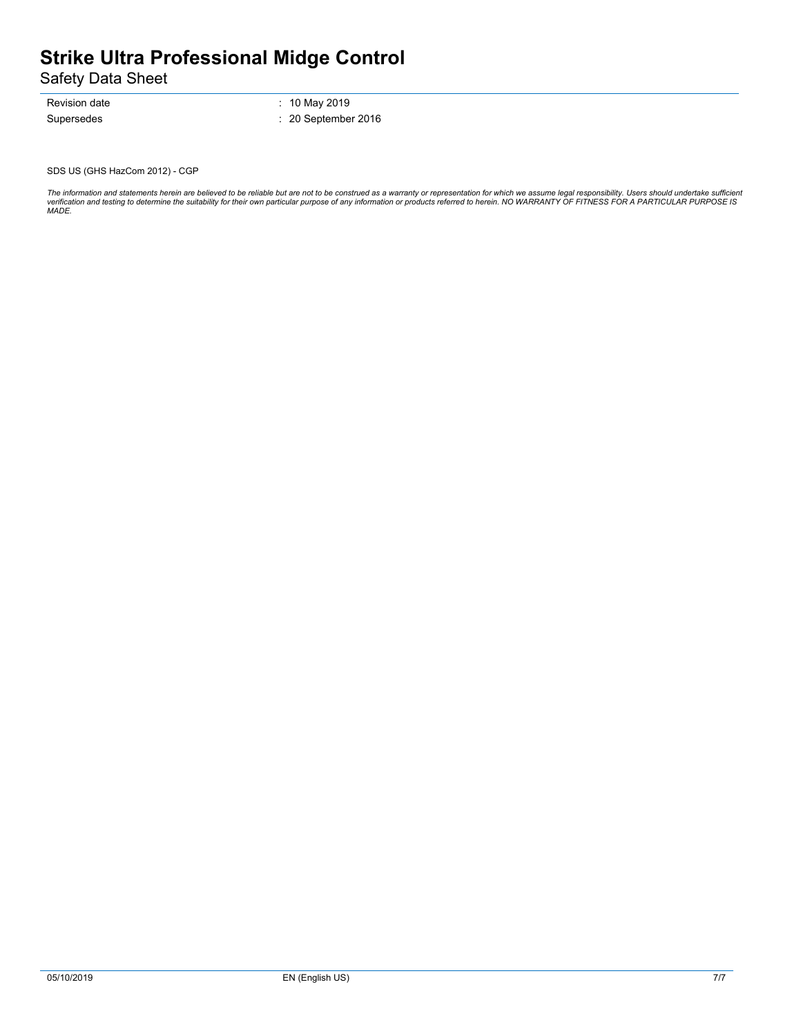Revision date : 10 May 2019

Supersedes : 20 September 2016

SDS US (GHS HazCom 2012) - CGP

*The information and statements herein are believed to be reliable but are not to be construed as a warranty or representation for which we assume legal responsibility. Users should undertake sufficient verification and testing to determine the suitability for their own particular purpose of any information or products referred to herein. NO WARRANTY OF FITNESS FOR A PARTICULAR PURPOSE IS MADE.*